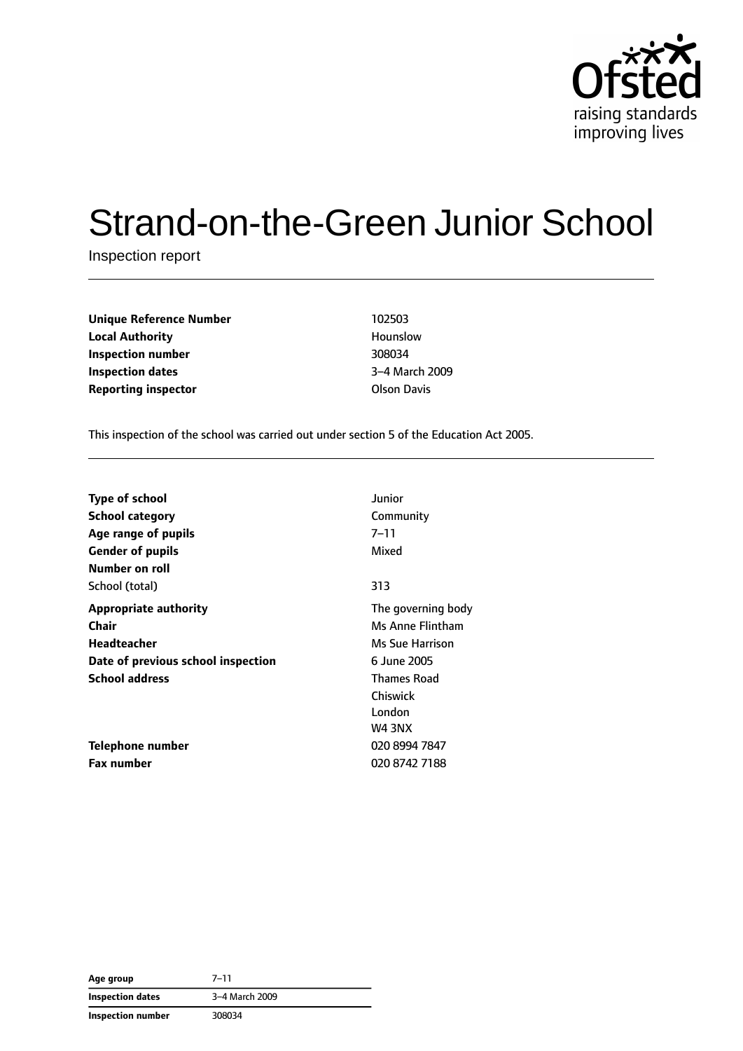# Strand-on-the-Green Junior School

Inspection report

| | |
|---|---|
| **Unique Reference Number** | 102503 |
| **Local Authority** | Hounslow |
| **Inspection number** | 308034 |
| **Inspection dates** | 3–4 March 2009 |
| **Reporting inspector** | Olson Davis |

This inspection of the school was carried out under section 5 of the Education Act 2005.

| | |
|---|---|
| **Type of school** | Junior |
| **School category** | Community |
| **Age range of pupils** | 7–11 |
| **Gender of pupils** | Mixed |
| **Number on roll** | |
| School (total) | 313 |
| **Appropriate authority** | The governing body |
| **Chair** | Ms Anne Flintham |
| **Headteacher** | Ms Sue Harrison |
| **Date of previous school inspection** | 6 June 2005 |
| **School address** | Thames Road<br>Chiswick<br>London<br>W4 3NX |
| **Telephone number** | 020 8994 7847 |
| **Fax number** | 020 8742 7188 |

| | |
|---|---|
| **Age group** | 7–11 |
| **Inspection dates** | 3–4 March 2009 |
| **Inspection number** | 308034 |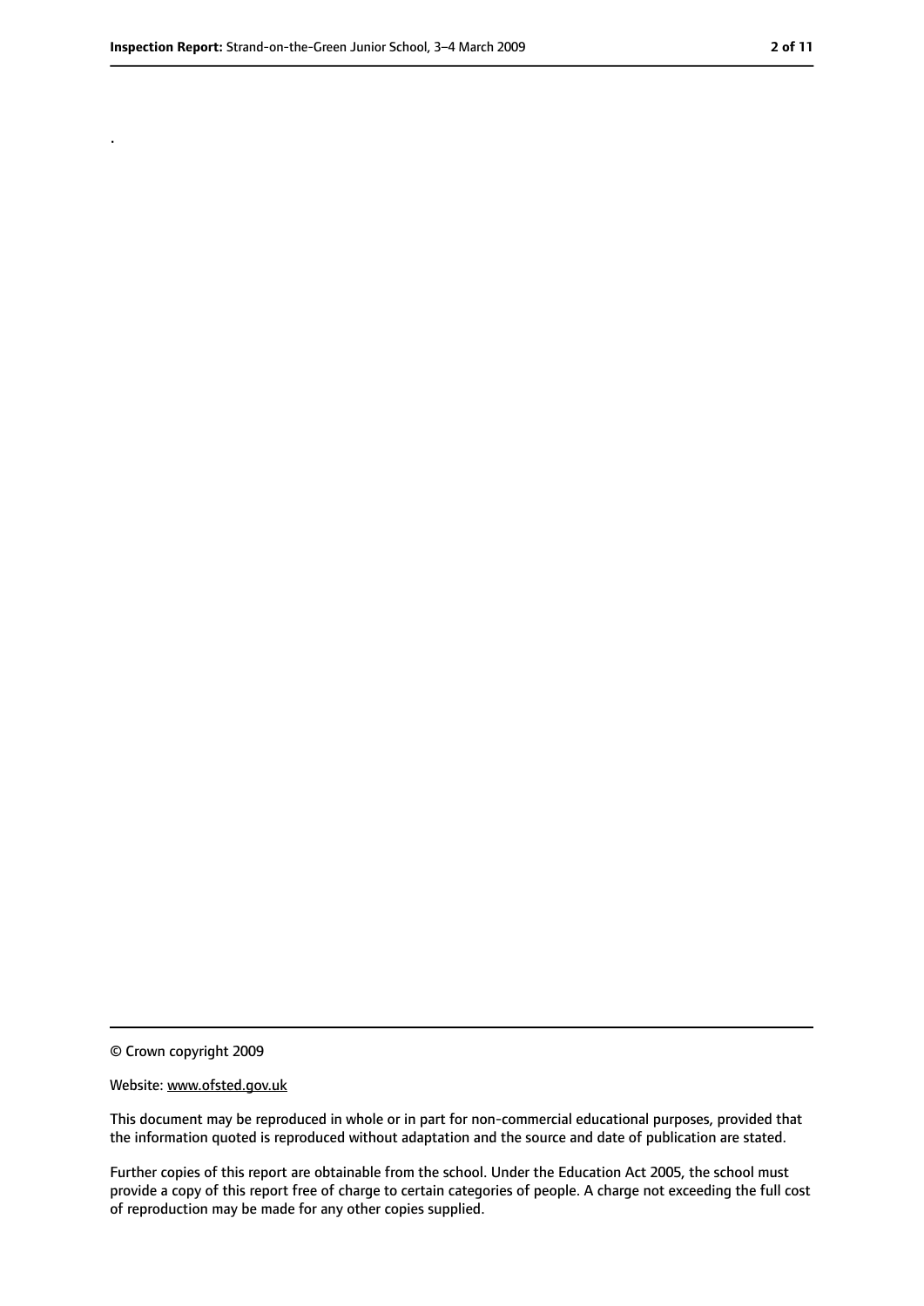.

© Crown copyright 2009

Website: www.ofsted.gov.uk

This document may be reproduced in whole or in part for non-commercial educational purposes, provided that the information quoted is reproduced without adaptation and the source and date of publication are stated.

Further copies of this report are obtainable from the school. Under the Education Act 2005, the school must provide a copy of this report free of charge to certain categories of people. A charge not exceeding the full cost of reproduction may be made for any other copies supplied.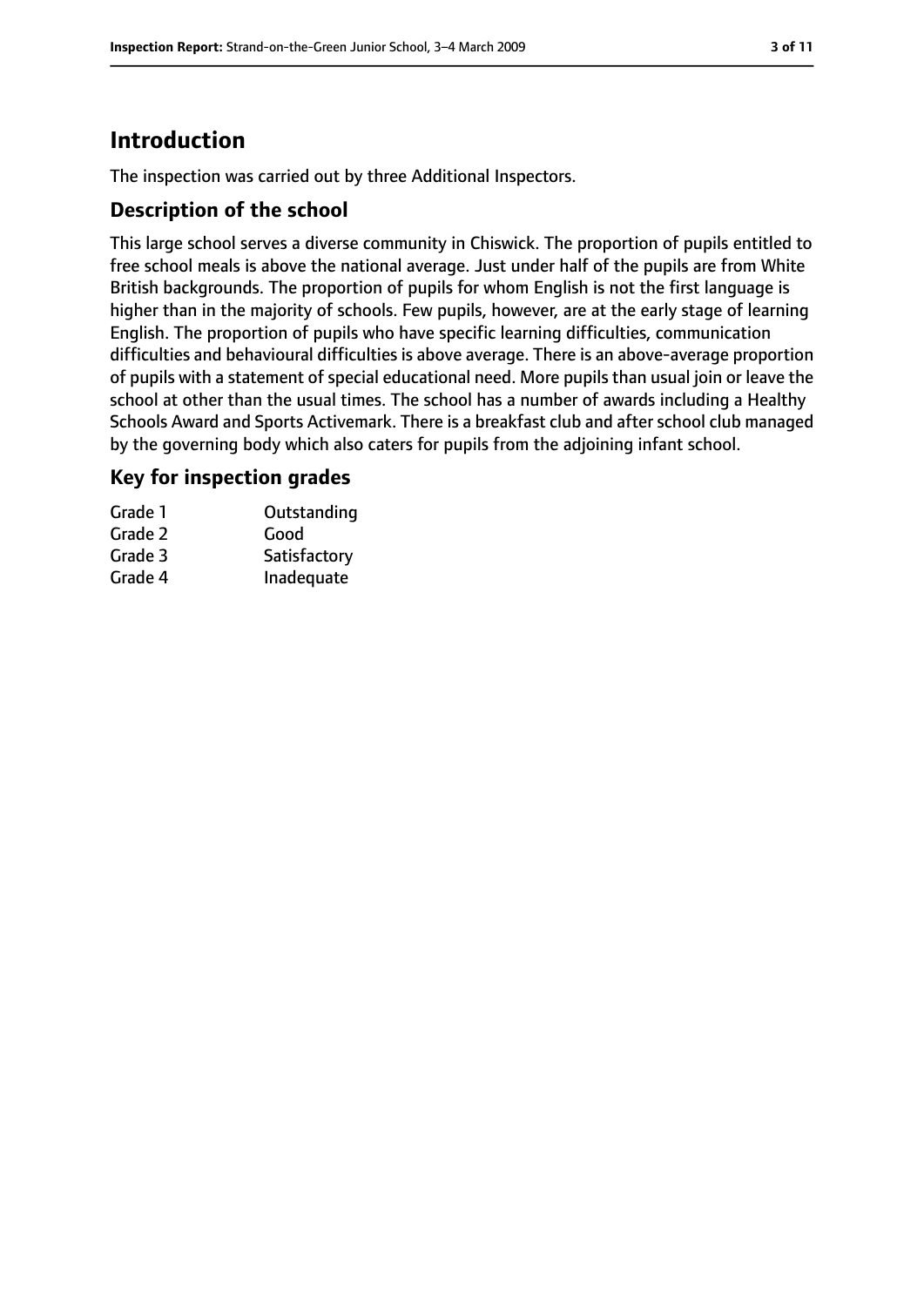# Introduction

The inspection was carried out by three Additional Inspectors.

## Description of the school

This large school serves a diverse community in Chiswick. The proportion of pupils entitled to free school meals is above the national average. Just under half of the pupils are from White British backgrounds. The proportion of pupils for whom English is not the first language is higher than in the majority of schools. Few pupils, however, are at the early stage of learning English. The proportion of pupils who have specific learning difficulties, communication difficulties and behavioural difficulties is above average. There is an above-average proportion of pupils with a statement of special educational need. More pupils than usual join or leave the school at other than the usual times. The school has a number of awards including a Healthy Schools Award and Sports Activemark. There is a breakfast club and after school club managed by the governing body which also caters for pupils from the adjoining infant school.

## Key for inspection grades

| | |
|---|---|
| Grade 1 | Outstanding |
| Grade 2 | Good |
| Grade 3 | Satisfactory |
| Grade 4 | Inadequate |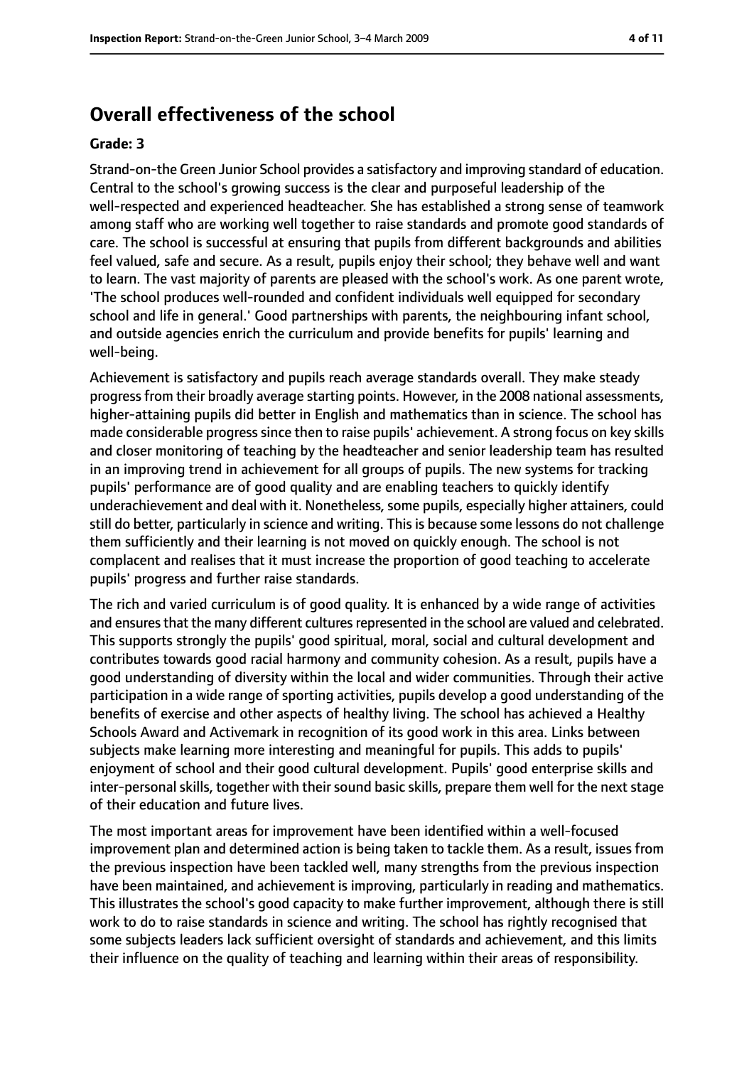## Overall effectiveness of the school

**Grade: 3**

Strand-on-the Green Junior School provides a satisfactory and improving standard of education. Central to the school's growing success is the clear and purposeful leadership of the well-respected and experienced headteacher. She has established a strong sense of teamwork among staff who are working well together to raise standards and promote good standards of care. The school is successful at ensuring that pupils from different backgrounds and abilities feel valued, safe and secure. As a result, pupils enjoy their school; they behave well and want to learn. The vast majority of parents are pleased with the school's work. As one parent wrote, 'The school produces well-rounded and confident individuals well equipped for secondary school and life in general.' Good partnerships with parents, the neighbouring infant school, and outside agencies enrich the curriculum and provide benefits for pupils' learning and well-being.

Achievement is satisfactory and pupils reach average standards overall. They make steady progress from their broadly average starting points. However, in the 2008 national assessments, higher-attaining pupils did better in English and mathematics than in science. The school has made considerable progress since then to raise pupils' achievement. A strong focus on key skills and closer monitoring of teaching by the headteacher and senior leadership team has resulted in an improving trend in achievement for all groups of pupils. The new systems for tracking pupils' performance are of good quality and are enabling teachers to quickly identify underachievement and deal with it. Nonetheless, some pupils, especially higher attainers, could still do better, particularly in science and writing. This is because some lessons do not challenge them sufficiently and their learning is not moved on quickly enough. The school is not complacent and realises that it must increase the proportion of good teaching to accelerate pupils' progress and further raise standards.

The rich and varied curriculum is of good quality. It is enhanced by a wide range of activities and ensures that the many different cultures represented in the school are valued and celebrated. This supports strongly the pupils' good spiritual, moral, social and cultural development and contributes towards good racial harmony and community cohesion. As a result, pupils have a good understanding of diversity within the local and wider communities. Through their active participation in a wide range of sporting activities, pupils develop a good understanding of the benefits of exercise and other aspects of healthy living. The school has achieved a Healthy Schools Award and Activemark in recognition of its good work in this area. Links between subjects make learning more interesting and meaningful for pupils. This adds to pupils' enjoyment of school and their good cultural development. Pupils' good enterprise skills and inter-personal skills, together with their sound basic skills, prepare them well for the next stage of their education and future lives.

The most important areas for improvement have been identified within a well-focused improvement plan and determined action is being taken to tackle them. As a result, issues from the previous inspection have been tackled well, many strengths from the previous inspection have been maintained, and achievement is improving, particularly in reading and mathematics. This illustrates the school's good capacity to make further improvement, although there is still work to do to raise standards in science and writing. The school has rightly recognised that some subjects leaders lack sufficient oversight of standards and achievement, and this limits their influence on the quality of teaching and learning within their areas of responsibility.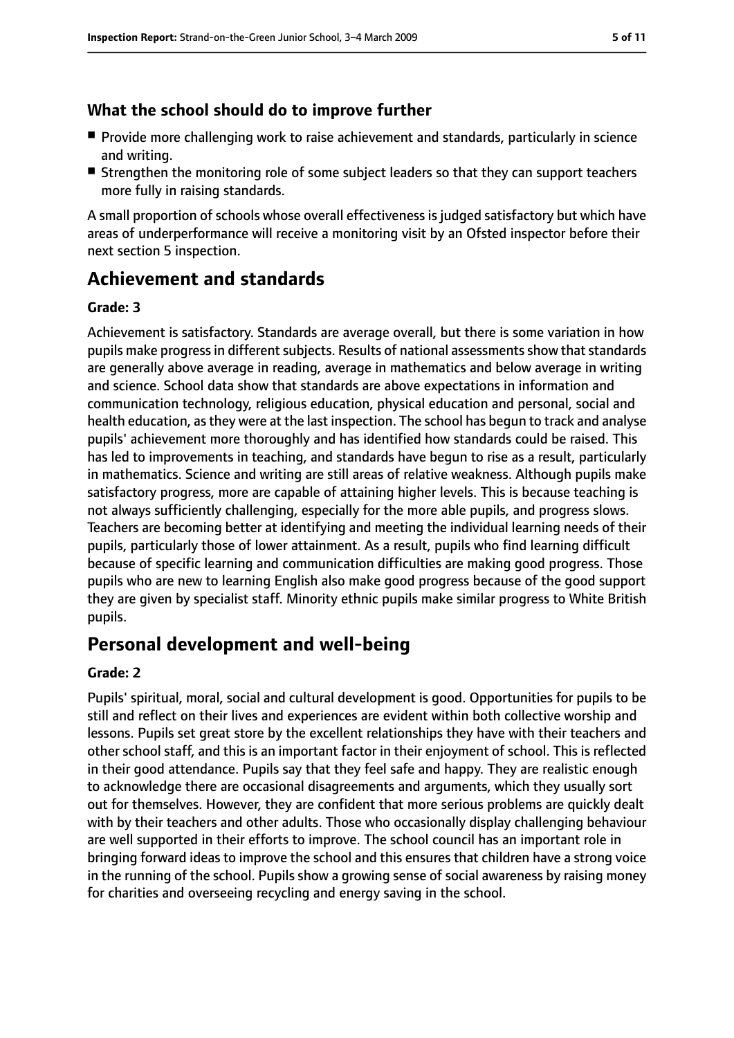### What the school should do to improve further

- Provide more challenging work to raise achievement and standards, particularly in science and writing.
- Strengthen the monitoring role of some subject leaders so that they can support teachers more fully in raising standards.

A small proportion of schools whose overall effectiveness is judged satisfactory but which have areas of underperformance will receive a monitoring visit by an Ofsted inspector before their next section 5 inspection.

## Achievement and standards

**Grade: 3**

Achievement is satisfactory. Standards are average overall, but there is some variation in how pupils make progress in different subjects. Results of national assessments show that standards are generally above average in reading, average in mathematics and below average in writing and science. School data show that standards are above expectations in information and communication technology, religious education, physical education and personal, social and health education, as they were at the last inspection. The school has begun to track and analyse pupils' achievement more thoroughly and has identified how standards could be raised. This has led to improvements in teaching, and standards have begun to rise as a result, particularly in mathematics. Science and writing are still areas of relative weakness. Although pupils make satisfactory progress, more are capable of attaining higher levels. This is because teaching is not always sufficiently challenging, especially for the more able pupils, and progress slows. Teachers are becoming better at identifying and meeting the individual learning needs of their pupils, particularly those of lower attainment. As a result, pupils who find learning difficult because of specific learning and communication difficulties are making good progress. Those pupils who are new to learning English also make good progress because of the good support they are given by specialist staff. Minority ethnic pupils make similar progress to White British pupils.

## Personal development and well-being

**Grade: 2**

Pupils' spiritual, moral, social and cultural development is good. Opportunities for pupils to be still and reflect on their lives and experiences are evident within both collective worship and lessons. Pupils set great store by the excellent relationships they have with their teachers and other school staff, and this is an important factor in their enjoyment of school. This is reflected in their good attendance. Pupils say that they feel safe and happy. They are realistic enough to acknowledge there are occasional disagreements and arguments, which they usually sort out for themselves. However, they are confident that more serious problems are quickly dealt with by their teachers and other adults. Those who occasionally display challenging behaviour are well supported in their efforts to improve. The school council has an important role in bringing forward ideas to improve the school and this ensures that children have a strong voice in the running of the school. Pupils show a growing sense of social awareness by raising money for charities and overseeing recycling and energy saving in the school.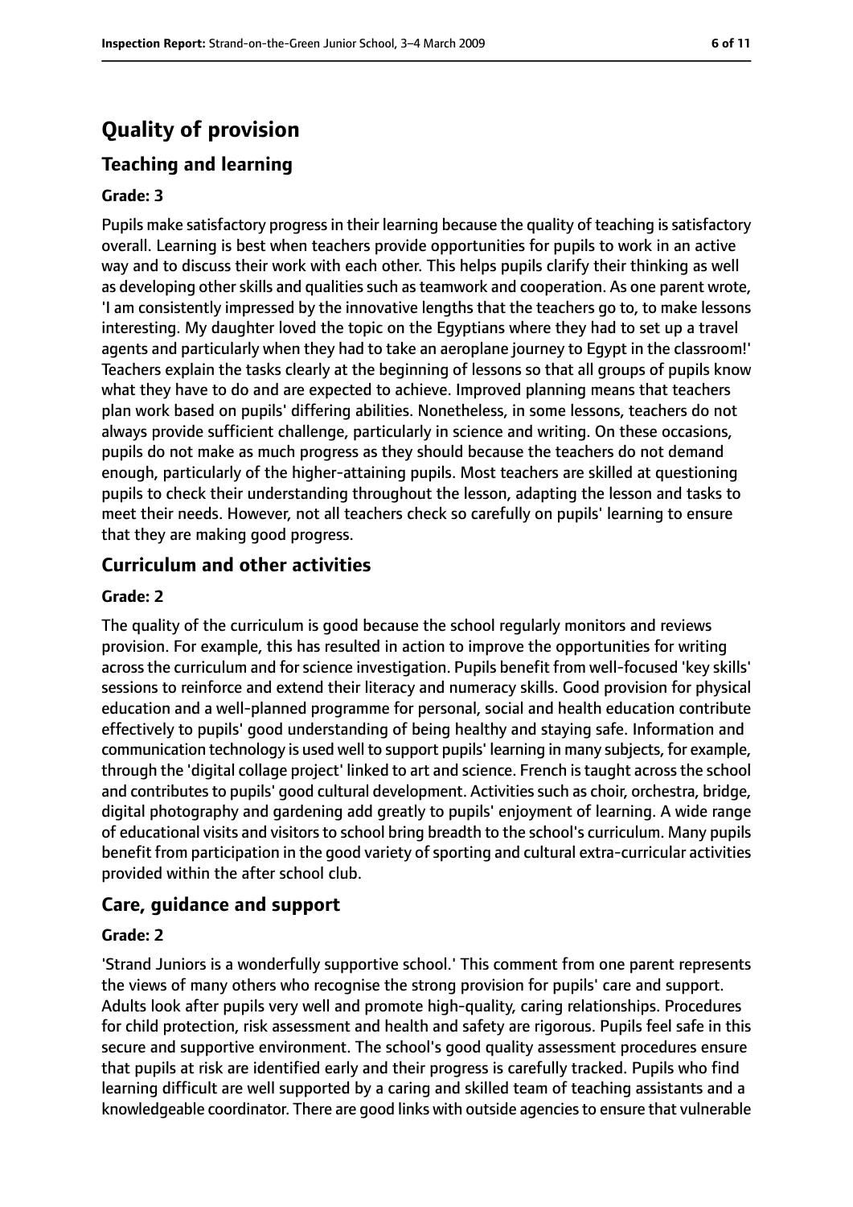# Quality of provision

## Teaching and learning

### Grade: 3

Pupils make satisfactory progress in their learning because the quality of teaching is satisfactory overall. Learning is best when teachers provide opportunities for pupils to work in an active way and to discuss their work with each other. This helps pupils clarify their thinking as well as developing other skills and qualities such as teamwork and cooperation. As one parent wrote, 'I am consistently impressed by the innovative lengths that the teachers go to, to make lessons interesting. My daughter loved the topic on the Egyptians where they had to set up a travel agents and particularly when they had to take an aeroplane journey to Egypt in the classroom!' Teachers explain the tasks clearly at the beginning of lessons so that all groups of pupils know what they have to do and are expected to achieve. Improved planning means that teachers plan work based on pupils' differing abilities. Nonetheless, in some lessons, teachers do not always provide sufficient challenge, particularly in science and writing. On these occasions, pupils do not make as much progress as they should because the teachers do not demand enough, particularly of the higher-attaining pupils. Most teachers are skilled at questioning pupils to check their understanding throughout the lesson, adapting the lesson and tasks to meet their needs. However, not all teachers check so carefully on pupils' learning to ensure that they are making good progress.

## Curriculum and other activities

### Grade: 2

The quality of the curriculum is good because the school regularly monitors and reviews provision. For example, this has resulted in action to improve the opportunities for writing across the curriculum and for science investigation. Pupils benefit from well-focused 'key skills' sessions to reinforce and extend their literacy and numeracy skills. Good provision for physical education and a well-planned programme for personal, social and health education contribute effectively to pupils' good understanding of being healthy and staying safe. Information and communication technology is used well to support pupils' learning in many subjects, for example, through the 'digital collage project' linked to art and science. French is taught across the school and contributes to pupils' good cultural development. Activities such as choir, orchestra, bridge, digital photography and gardening add greatly to pupils' enjoyment of learning. A wide range of educational visits and visitors to school bring breadth to the school's curriculum. Many pupils benefit from participation in the good variety of sporting and cultural extra-curricular activities provided within the after school club.

## Care, guidance and support

### Grade: 2

'Strand Juniors is a wonderfully supportive school.' This comment from one parent represents the views of many others who recognise the strong provision for pupils' care and support. Adults look after pupils very well and promote high-quality, caring relationships. Procedures for child protection, risk assessment and health and safety are rigorous. Pupils feel safe in this secure and supportive environment. The school's good quality assessment procedures ensure that pupils at risk are identified early and their progress is carefully tracked. Pupils who find learning difficult are well supported by a caring and skilled team of teaching assistants and a knowledgeable coordinator. There are good links with outside agencies to ensure that vulnerable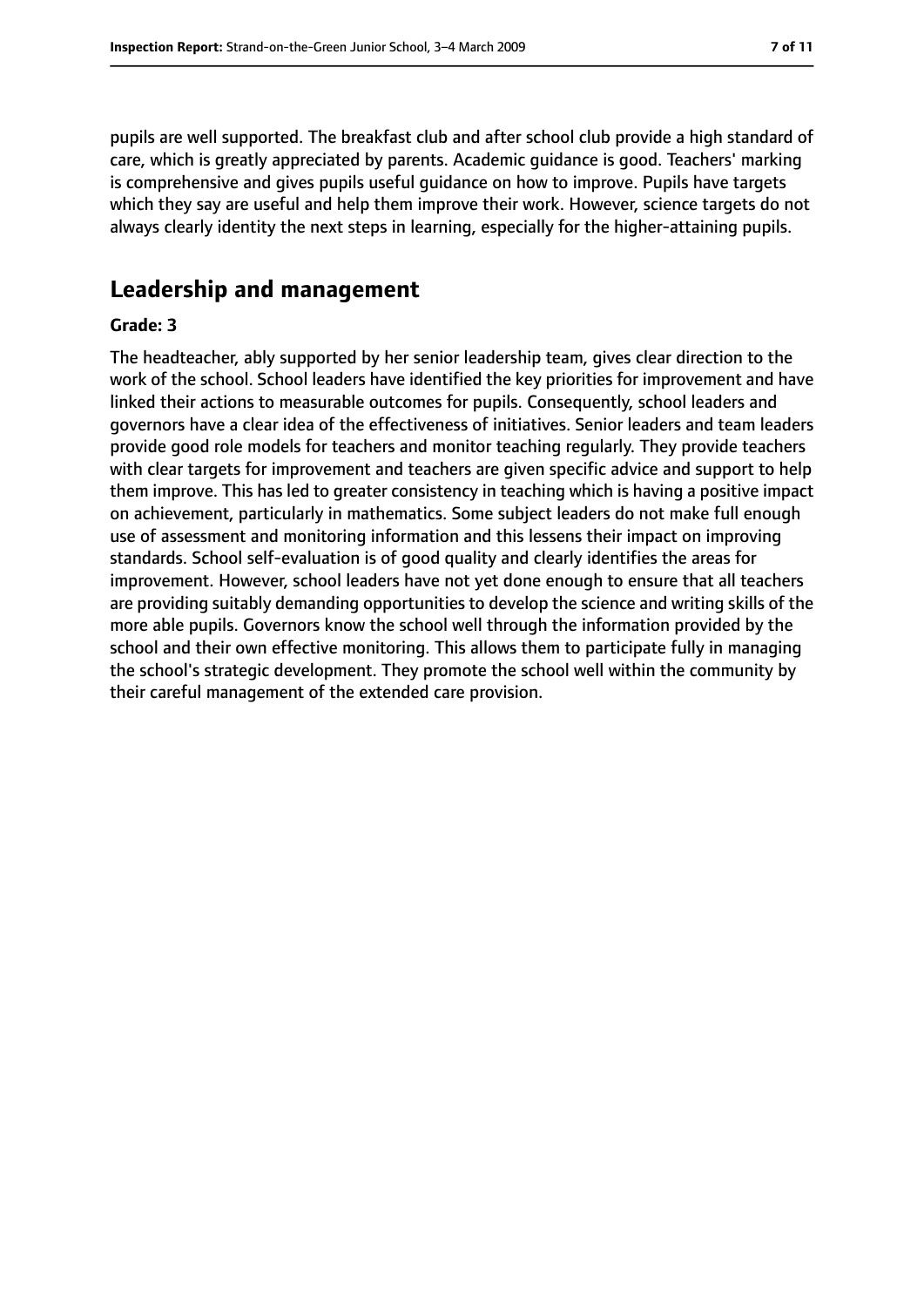pupils are well supported. The breakfast club and after school club provide a high standard of care, which is greatly appreciated by parents. Academic guidance is good. Teachers' marking is comprehensive and gives pupils useful guidance on how to improve. Pupils have targets which they say are useful and help them improve their work. However, science targets do not always clearly identity the next steps in learning, especially for the higher-attaining pupils.

## Leadership and management

**Grade: 3**

The headteacher, ably supported by her senior leadership team, gives clear direction to the work of the school. School leaders have identified the key priorities for improvement and have linked their actions to measurable outcomes for pupils. Consequently, school leaders and governors have a clear idea of the effectiveness of initiatives. Senior leaders and team leaders provide good role models for teachers and monitor teaching regularly. They provide teachers with clear targets for improvement and teachers are given specific advice and support to help them improve. This has led to greater consistency in teaching which is having a positive impact on achievement, particularly in mathematics. Some subject leaders do not make full enough use of assessment and monitoring information and this lessens their impact on improving standards. School self-evaluation is of good quality and clearly identifies the areas for improvement. However, school leaders have not yet done enough to ensure that all teachers are providing suitably demanding opportunities to develop the science and writing skills of the more able pupils. Governors know the school well through the information provided by the school and their own effective monitoring. This allows them to participate fully in managing the school's strategic development. They promote the school well within the community by their careful management of the extended care provision.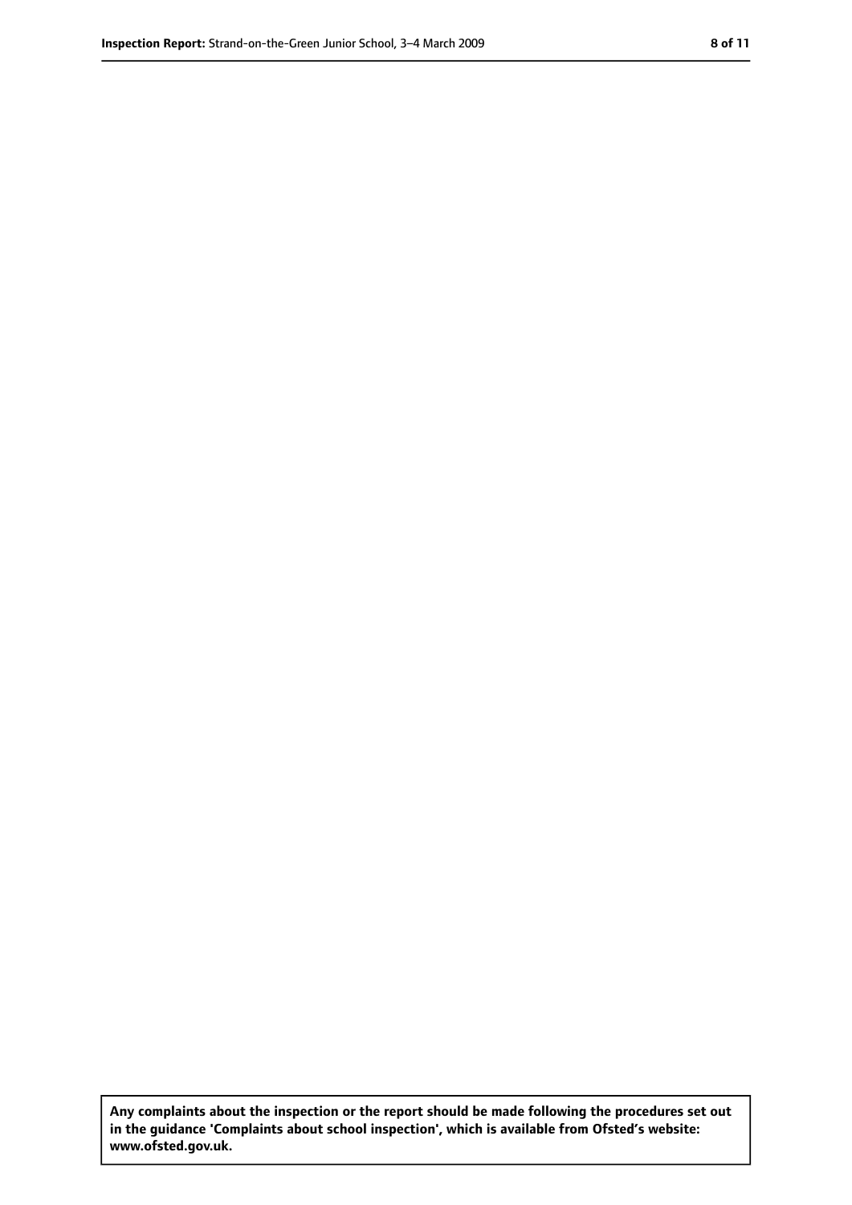**Any complaints about the inspection or the report should be made following the procedures set out in the guidance 'Complaints about school inspection', which is available from Ofsted's website: www.ofsted.gov.uk.**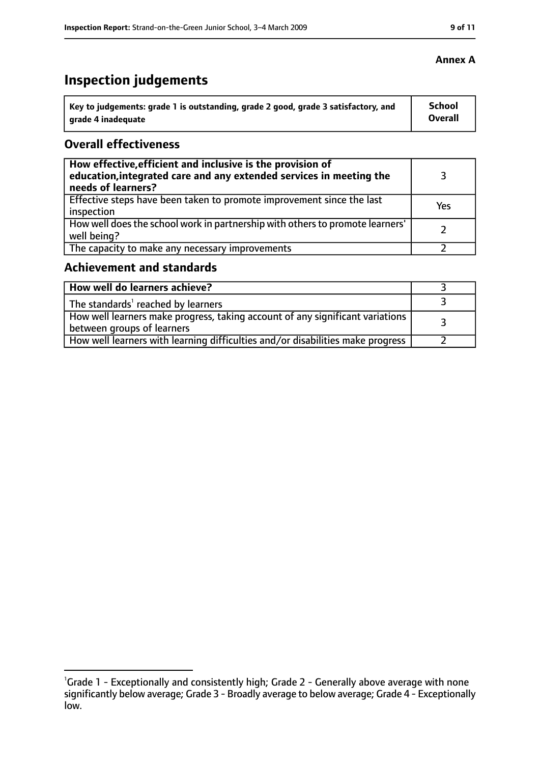**Annex A**

# Inspection judgements

| Key to judgements: grade 1 is outstanding, grade 2 good, grade 3 satisfactory, and grade 4 inadequate | School Overall |
|---|---|

## Overall effectiveness

| | |
|---|---|
| **How effective, efficient and inclusive is the provision of education, integrated care and any extended services in meeting the needs of learners?** | 3 |
| Effective steps have been taken to promote improvement since the last inspection | Yes |
| How well does the school work in partnership with others to promote learners' well being? | 2 |
| The capacity to make any necessary improvements | 2 |

## Achievement and standards

| | |
|---|---|
| **How well do learners achieve?** | 3 |
| The standards[1] reached by learners | 3 |
| How well learners make progress, taking account of any significant variations between groups of learners | 3 |
| How well learners with learning difficulties and/or disabilities make progress | 2 |

[1]Grade 1 - Exceptionally and consistently high; Grade 2 - Generally above average with none significantly below average; Grade 3 - Broadly average to below average; Grade 4 - Exceptionally low.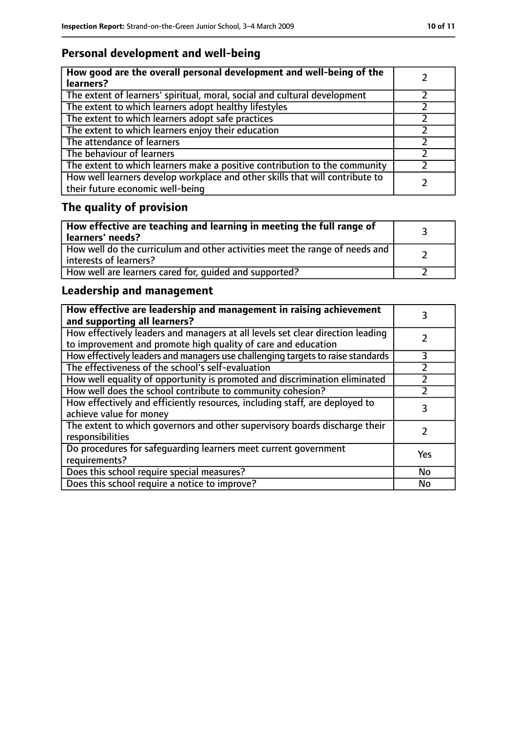## Personal development and well-being

| **How good are the overall personal development and well-being of the learners?** | 2 |
|---|---|
| The extent of learners' spiritual, moral, social and cultural development | 2 |
| The extent to which learners adopt healthy lifestyles | 2 |
| The extent to which learners adopt safe practices | 2 |
| The extent to which learners enjoy their education | 2 |
| The attendance of learners | 2 |
| The behaviour of learners | 2 |
| The extent to which learners make a positive contribution to the community | 2 |
| How well learners develop workplace and other skills that will contribute to their future economic well-being | 2 |

## The quality of provision

| **How effective are teaching and learning in meeting the full range of learners' needs?** | 3 |
|---|---|
| How well do the curriculum and other activities meet the range of needs and interests of learners? | 2 |
| How well are learners cared for, guided and supported? | 2 |

## Leadership and management

| **How effective are leadership and management in raising achievement and supporting all learners?** | 3 |
|---|---|
| How effectively leaders and managers at all levels set clear direction leading to improvement and promote high quality of care and education | 2 |
| How effectively leaders and managers use challenging targets to raise standards | 3 |
| The effectiveness of the school's self-evaluation | 2 |
| How well equality of opportunity is promoted and discrimination eliminated | 2 |
| How well does the school contribute to community cohesion? | 2 |
| How effectively and efficiently resources, including staff, are deployed to achieve value for money | 3 |
| The extent to which governors and other supervisory boards discharge their responsibilities | 2 |
| Do procedures for safeguarding learners meet current government requirements? | Yes |
| Does this school require special measures? | No |
| Does this school require a notice to improve? | No |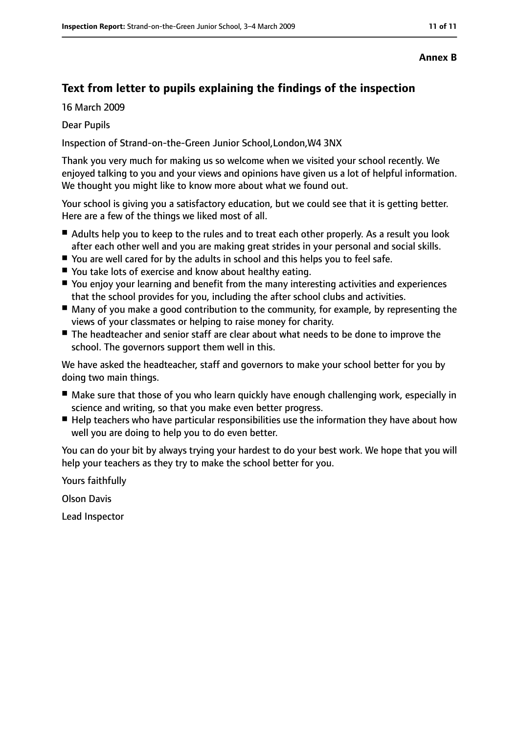**Annex B**

## Text from letter to pupils explaining the findings of the inspection

16 March 2009

Dear Pupils

Inspection of Strand-on-the-Green Junior School,London,W4 3NX

Thank you very much for making us so welcome when we visited your school recently. We enjoyed talking to you and your views and opinions have given us a lot of helpful information. We thought you might like to know more about what we found out.

Your school is giving you a satisfactory education, but we could see that it is getting better. Here are a few of the things we liked most of all.

- Adults help you to keep to the rules and to treat each other properly. As a result you look after each other well and you are making great strides in your personal and social skills.
- You are well cared for by the adults in school and this helps you to feel safe.
- You take lots of exercise and know about healthy eating.
- You enjoy your learning and benefit from the many interesting activities and experiences that the school provides for you, including the after school clubs and activities.
- Many of you make a good contribution to the community, for example, by representing the views of your classmates or helping to raise money for charity.
- The headteacher and senior staff are clear about what needs to be done to improve the school. The governors support them well in this.

We have asked the headteacher, staff and governors to make your school better for you by doing two main things.

- Make sure that those of you who learn quickly have enough challenging work, especially in science and writing, so that you make even better progress.
- Help teachers who have particular responsibilities use the information they have about how well you are doing to help you to do even better.

You can do your bit by always trying your hardest to do your best work. We hope that you will help your teachers as they try to make the school better for you.

Yours faithfully

Olson Davis

Lead Inspector